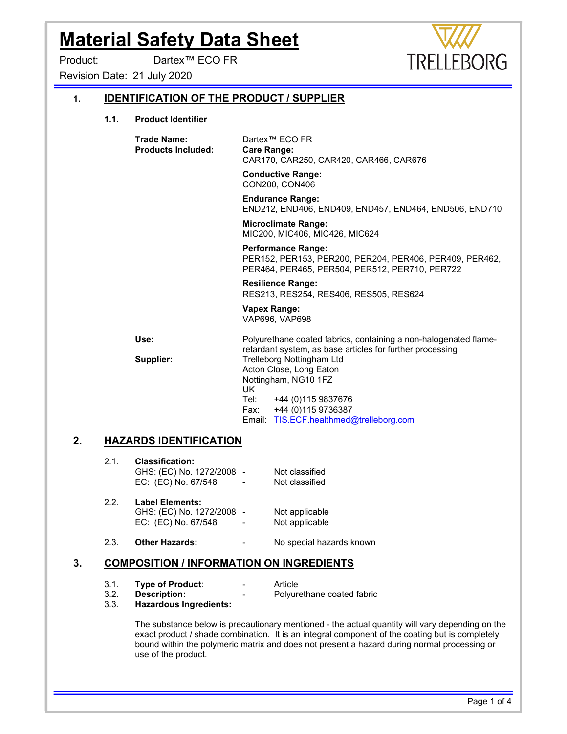# Material Safety Data Sheet

Product: Dartex™ ECO FR

Revision Date: 21 July 2020

TRELLEBORG

## 1. IDENTIFICATION OF THE PRODUCT / SUPPLIER

### 1.1. Product Identifier

**Trade Name:** Dartex™ ECO FR

**Products Included:**

**Care Range:**
CAR170, CAR250, CAR420, CAR466, CAR676

**Conductive Range:**
CON200, CON406

**Endurance Range:**
END212, END406, END409, END457, END464, END506, END710

**Microclimate Range:**
MIC200, MIC406, MIC426, MIC624

**Performance Range:**
PER152, PER153, PER200, PER204, PER406, PER409, PER462, PER464, PER465, PER504, PER512, PER710, PER722

**Resilience Range:**
RES213, RES254, RES406, RES505, RES624

**Vapex Range:**
VAP696, VAP698

**Use:** Polyurethane coated fabrics, containing a non-halogenated flame-retardant system, as base articles for further processing

**Supplier:** Trelleborg Nottingham Ltd
Acton Close, Long Eaton
Nottingham, NG10 1FZ
UK
Tel: +44 (0)115 9837676
Fax: +44 (0)115 9736387
Email: TIS.ECF.healthmed@trelleborg.com

## 2. HAZARDS IDENTIFICATION

2.1. **Classification:**
GHS: (EC) No. 1272/2008 - Not classified
EC: (EC) No. 67/548 - Not classified

2.2. **Label Elements:**
GHS: (EC) No. 1272/2008 - Not applicable
EC: (EC) No. 67/548 - Not applicable

2.3. **Other Hazards:** - No special hazards known

## 3. COMPOSITION / INFORMATION ON INGREDIENTS

3.1. **Type of Product**: - Article
3.2. **Description:** - Polyurethane coated fabric
3.3. **Hazardous Ingredients:**

The substance below is precautionary mentioned - the actual quantity will vary depending on the exact product / shade combination. It is an integral component of the coating but is completely bound within the polymeric matrix and does not present a hazard during normal processing or use of the product.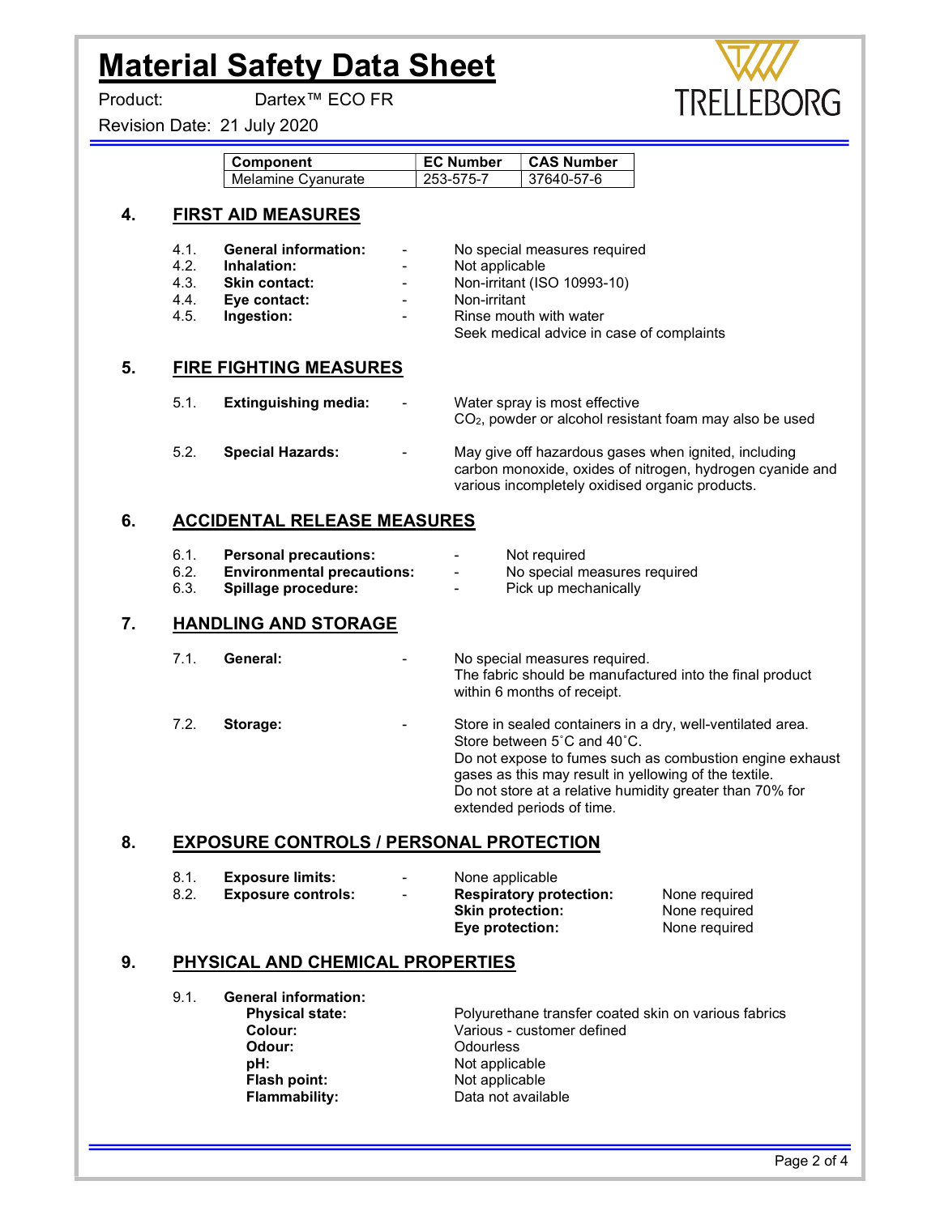# Material Safety Data Sheet

Product: Dartex™ ECO FR

Revision Date: 21 July 2020

| Component | EC Number | CAS Number |
|---|---|---|
| Melamine Cyanurate | 253-575-7 | 37640-57-6 |

## 4. FIRST AID MEASURES

- 4.1. **General information:** - No special measures required
- 4.2. **Inhalation:** - Not applicable
- 4.3. **Skin contact:** - Non-irritant (ISO 10993-10)
- 4.4. **Eye contact:** - Non-irritant
- 4.5. **Ingestion:** - Rinse mouth with water
  Seek medical advice in case of complaints

## 5. FIRE FIGHTING MEASURES

- 5.1. **Extinguishing media:** - Water spray is most effective
  $CO_2$, powder or alcohol resistant foam may also be used
- 5.2. **Special Hazards:** - May give off hazardous gases when ignited, including carbon monoxide, oxides of nitrogen, hydrogen cyanide and various incompletely oxidised organic products.

## 6. ACCIDENTAL RELEASE MEASURES

- 6.1. **Personal precautions:** - Not required
- 6.2. **Environmental precautions:** - No special measures required
- 6.3. **Spillage procedure:** - Pick up mechanically

## 7. HANDLING AND STORAGE

- 7.1. **General:** - No special measures required.
  The fabric should be manufactured into the final product within 6 months of receipt.
- 7.2. **Storage:** - Store in sealed containers in a dry, well-ventilated area.
  Store between 5˚C and 40˚C.
  Do not expose to fumes such as combustion engine exhaust gases as this may result in yellowing of the textile.
  Do not store at a relative humidity greater than 70% for extended periods of time.

## 8. EXPOSURE CONTROLS / PERSONAL PROTECTION

- 8.1. **Exposure limits:** - None applicable
- 8.2. **Exposure controls:** -
  - **Respiratory protection:** None required
  - **Skin protection:** None required
  - **Eye protection:** None required

## 9. PHYSICAL AND CHEMICAL PROPERTIES

- 9.1. **General information:**
  - **Physical state:** Polyurethane transfer coated skin on various fabrics
  - **Colour:** Various - customer defined
  - **Odour:** Odourless
  - **pH:** Not applicable
  - **Flash point:** Not applicable
  - **Flammability:** Data not available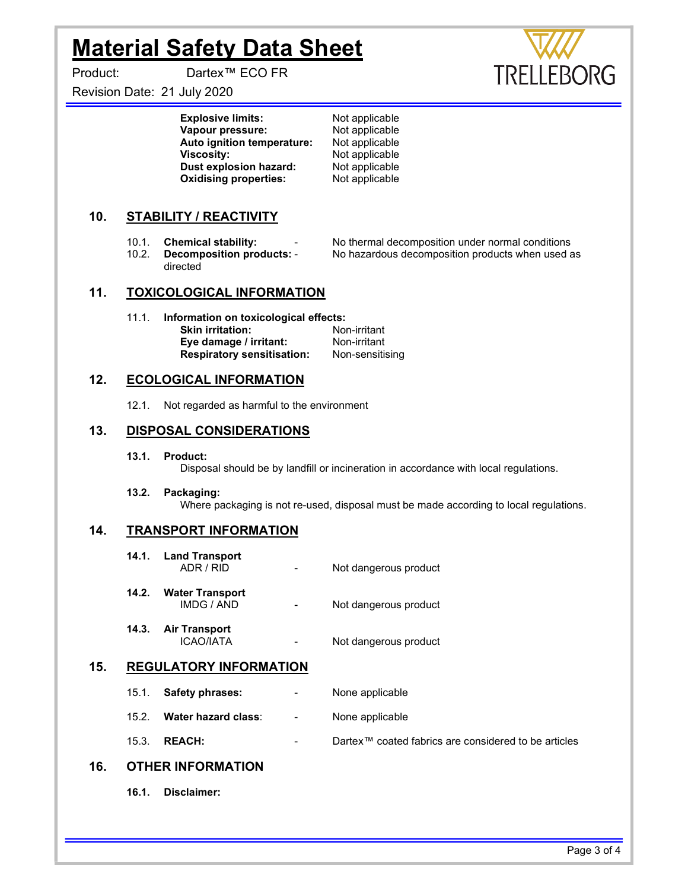| | |
|---|---|
| **Explosive limits:** | Not applicable |
| **Vapour pressure:** | Not applicable |
| **Auto ignition temperature:** | Not applicable |
| **Viscosity:** | Not applicable |
| **Dust explosion hazard:** | Not applicable |
| **Oxidising properties:** | Not applicable |

## 10. STABILITY / REACTIVITY

10.1. **Chemical stability:** - No thermal decomposition under normal conditions

10.2. **Decomposition products:** - No hazardous decomposition products when used as directed

## 11. TOXICOLOGICAL INFORMATION

11.1. **Information on toxicological effects:**

| | |
|---|---|
| **Skin irritation:** | Non-irritant |
| **Eye damage / irritant:** | Non-irritant |
| **Respiratory sensitisation:** | Non-sensitising |

## 12. ECOLOGICAL INFORMATION

12.1. Not regarded as harmful to the environment

## 13. DISPOSAL CONSIDERATIONS

**13.1. Product:**

Disposal should be by landfill or incineration in accordance with local regulations.

**13.2. Packaging:**

Where packaging is not re-used, disposal must be made according to local regulations.

## 14. TRANSPORT INFORMATION

**14.1. Land Transport**

ADR / RID - Not dangerous product

**14.2. Water Transport**

IMDG / AND - Not dangerous product

**14.3. Air Transport**

ICAO/IATA - Not dangerous product

## 15. REGULATORY INFORMATION

15.1. **Safety phrases:** - None applicable

15.2. **Water hazard class**: - None applicable

15.3. **REACH:** - Dartex™ coated fabrics are considered to be articles

## 16. OTHER INFORMATION

**16.1. Disclaimer:**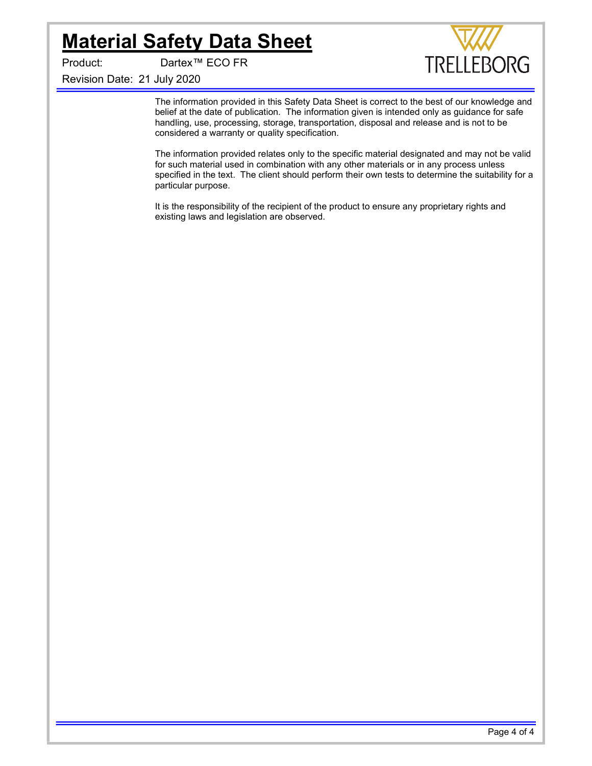The information provided in this Safety Data Sheet is correct to the best of our knowledge and belief at the date of publication. The information given is intended only as guidance for safe handling, use, processing, storage, transportation, disposal and release and is not to be considered a warranty or quality specification.

The information provided relates only to the specific material designated and may not be valid for such material used in combination with any other materials or in any process unless specified in the text. The client should perform their own tests to determine the suitability for a particular purpose.

It is the responsibility of the recipient of the product to ensure any proprietary rights and existing laws and legislation are observed.